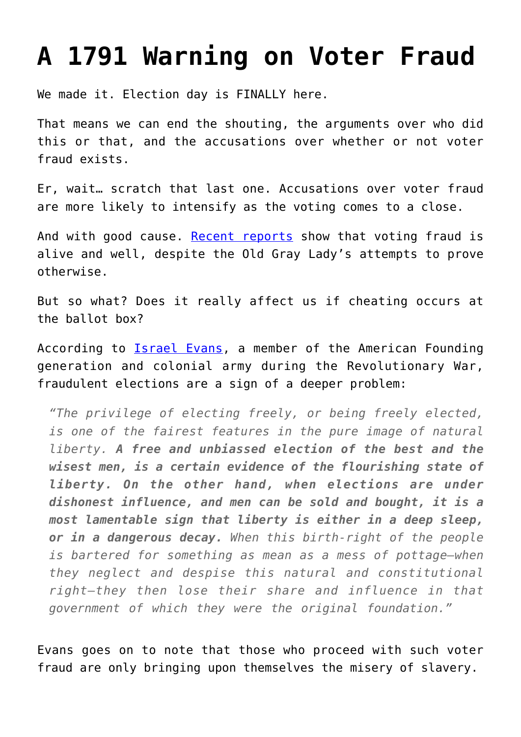# A 1791 Warning on Voter Fraud

We made it. Election day is FINALLY here.

That means we can end the shouting, the arguments over who did this or that, and the accusations over whether or not voter fraud exists.

Er, wait… scratch that last one. Accusations over voter fraud are more likely to intensify as the voting comes to a close.

And with good cause. Recent reports show that voting fraud is alive and well, despite the Old Gray Lady's attempts to prove otherwise.

But so what? Does it really affect us if cheating occurs at the ballot box?

According to Israel Evans, a member of the American Founding generation and colonial army during the Revolutionary War, fraudulent elections are a sign of a deeper problem:

> *"The privilege of electing freely, or being freely elected, is one of the fairest features in the pure image of natural liberty.* ***A free and unbiassed election of the best and the wisest men, is a certain evidence of the flourishing state of liberty. On the other hand, when elections are under dishonest influence, and men can be sold and bought, it is a most lamentable sign that liberty is either in a deep sleep, or in a dangerous decay.*** *When this birth-right of the people is bartered for something as mean as a mess of pottage—when they neglect and despise this natural and constitutional right—they then lose their share and influence in that government of which they were the original foundation."*

Evans goes on to note that those who proceed with such voter fraud are only bringing upon themselves the misery of slavery.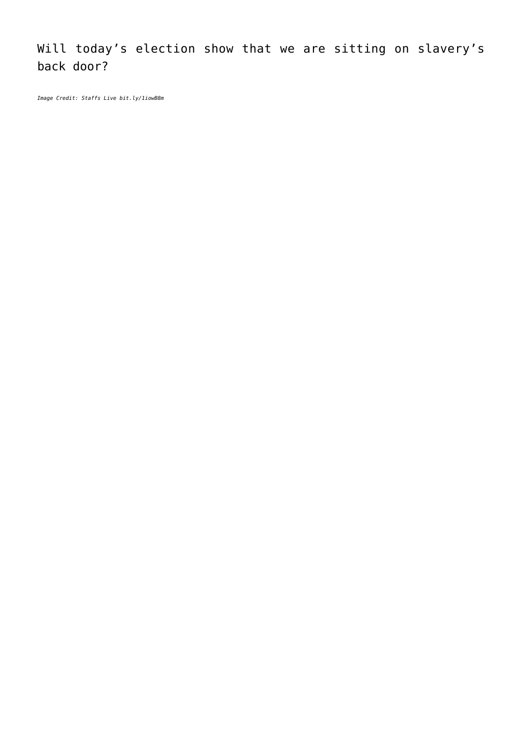Will today’s election show that we are sitting on slavery’s back door?

*Image Credit: Staffs Live bit.ly/1iowB8m*